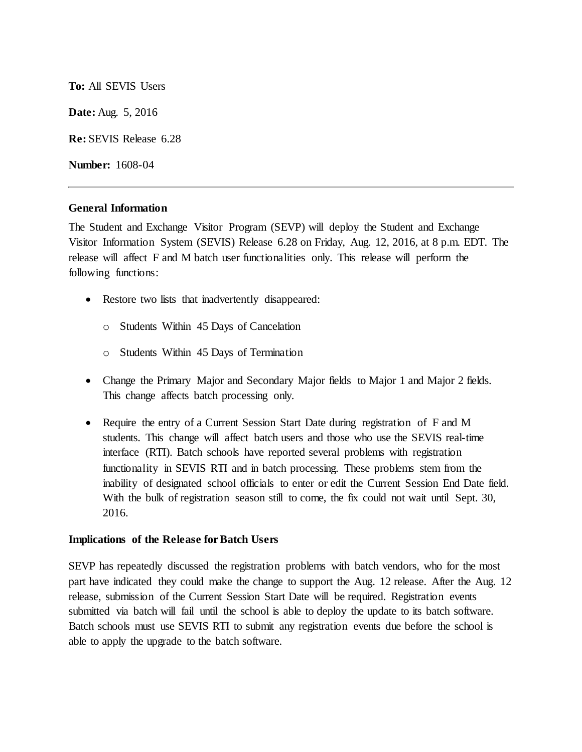**To:** All SEVIS Users

**Date:** Aug. 5, 2016

**Re:** SEVIS Release 6.28

**Number:** 1608-04

---

**General Information**

The Student and Exchange Visitor Program (SEVP) will deploy the Student and Exchange Visitor Information System (SEVIS) Release 6.28 on Friday, Aug. 12, 2016, at 8 p.m. EDT. The release will affect F and M batch user functionalities only. This release will perform the following functions:

- Restore two lists that inadvertently disappeared:
  - Students Within 45 Days of Cancelation
  - Students Within 45 Days of Termination
- Change the Primary Major and Secondary Major fields to Major 1 and Major 2 fields. This change affects batch processing only.
- Require the entry of a Current Session Start Date during registration of F and M students. This change will affect batch users and those who use the SEVIS real-time interface (RTI). Batch schools have reported several problems with registration functionality in SEVIS RTI and in batch processing. These problems stem from the inability of designated school officials to enter or edit the Current Session End Date field. With the bulk of registration season still to come, the fix could not wait until Sept. 30, 2016.

**Implications of the Release for Batch Users**

SEVP has repeatedly discussed the registration problems with batch vendors, who for the most part have indicated they could make the change to support the Aug. 12 release. After the Aug. 12 release, submission of the Current Session Start Date will be required. Registration events submitted via batch will fail until the school is able to deploy the update to its batch software. Batch schools must use SEVIS RTI to submit any registration events due before the school is able to apply the upgrade to the batch software.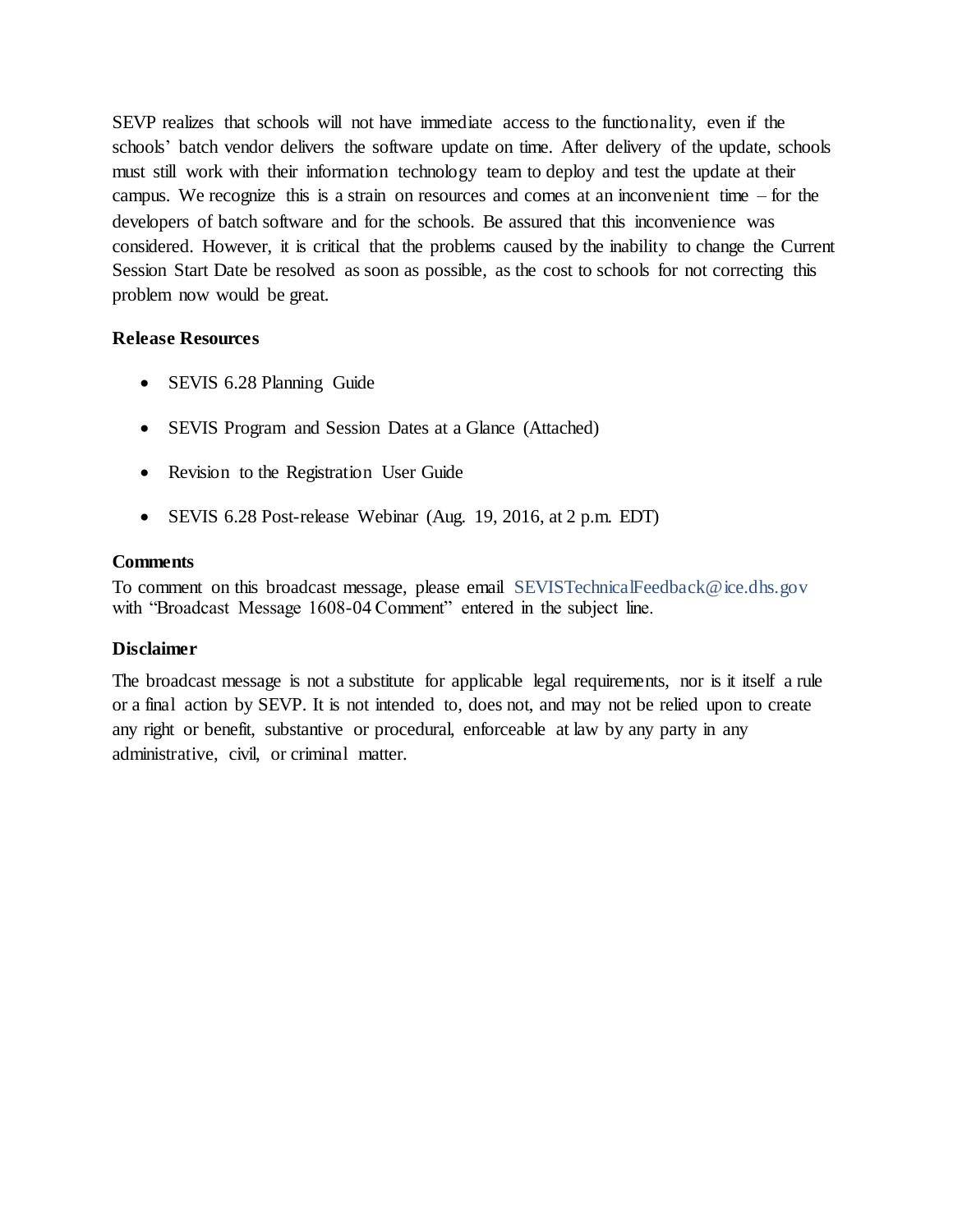SEVP realizes that schools will not have immediate access to the functionality, even if the schools' batch vendor delivers the software update on time. After delivery of the update, schools must still work with their information technology team to deploy and test the update at their campus. We recognize this is a strain on resources and comes at an inconvenient time – for the developers of batch software and for the schools. Be assured that this inconvenience was considered. However, it is critical that the problems caused by the inability to change the Current Session Start Date be resolved as soon as possible, as the cost to schools for not correcting this problem now would be great.

**Release Resources**

- SEVIS 6.28 Planning Guide
- SEVIS Program and Session Dates at a Glance (Attached)
- Revision to the Registration User Guide
- SEVIS 6.28 Post-release Webinar (Aug. 19, 2016, at 2 p.m. EDT)

**Comments**

To comment on this broadcast message, please email SEVISTechnicalFeedback@ice.dhs.gov with "Broadcast Message 1608-04 Comment" entered in the subject line.

**Disclaimer**

The broadcast message is not a substitute for applicable legal requirements, nor is it itself a rule or a final action by SEVP. It is not intended to, does not, and may not be relied upon to create any right or benefit, substantive or procedural, enforceable at law by any party in any administrative, civil, or criminal matter.